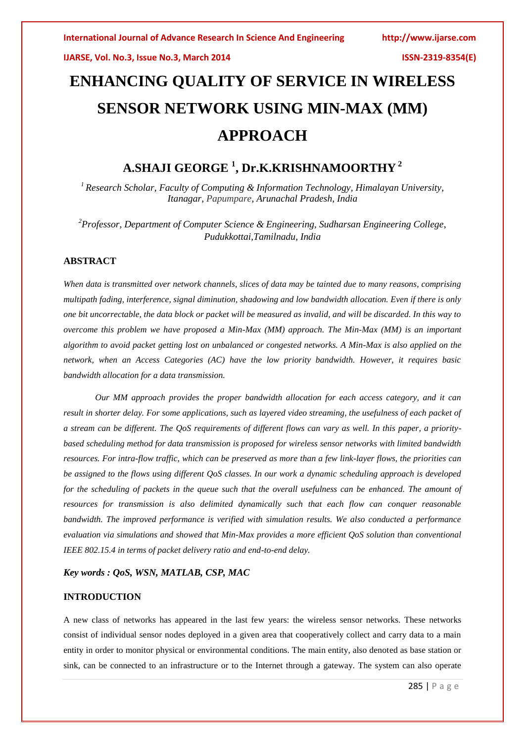# ENHANCING QUALITY OF SERVICE IN WIRELESS SENSOR NETWORK USING MIN-MAX (MM) APPROACH

## A.SHAJI GEORGE [1], Dr.K.KRISHNAMOORTHY [2]

*[1] Research Scholar, Faculty of Computing & Information Technology, Himalayan University, Itanagar, Papumpare, Arunachal Pradesh, India*

*[2] Professor, Department of Computer Science & Engineering, Sudharsan Engineering College, Pudukkottai,Tamilnadu, India*

### ABSTRACT

*When data is transmitted over network channels, slices of data may be tainted due to many reasons, comprising multipath fading, interference, signal diminution, shadowing and low bandwidth allocation. Even if there is only one bit uncorrectable, the data block or packet will be measured as invalid, and will be discarded. In this way to overcome this problem we have proposed a Min-Max (MM) approach. The Min-Max (MM) is an important algorithm to avoid packet getting lost on unbalanced or congested networks. A Min-Max is also applied on the network, when an Access Categories (AC) have the low priority bandwidth. However, it requires basic bandwidth allocation for a data transmission.*

*Our MM approach provides the proper bandwidth allocation for each access category, and it can result in shorter delay. For some applications, such as layered video streaming, the usefulness of each packet of a stream can be different. The QoS requirements of different flows can vary as well. In this paper, a priority-based scheduling method for data transmission is proposed for wireless sensor networks with limited bandwidth resources. For intra-flow traffic, which can be preserved as more than a few link-layer flows, the priorities can be assigned to the flows using different QoS classes. In our work a dynamic scheduling approach is developed for the scheduling of packets in the queue such that the overall usefulness can be enhanced. The amount of resources for transmission is also delimited dynamically such that each flow can conquer reasonable bandwidth. The improved performance is verified with simulation results. We also conducted a performance evaluation via simulations and showed that Min-Max provides a more efficient QoS solution than conventional IEEE 802.15.4 in terms of packet delivery ratio and end-to-end delay.*

***Key words : QoS, WSN, MATLAB, CSP, MAC***

### INTRODUCTION

A new class of networks has appeared in the last few years: the wireless sensor networks. These networks consist of individual sensor nodes deployed in a given area that cooperatively collect and carry data to a main entity in order to monitor physical or environmental conditions. The main entity, also denoted as base station or sink, can be connected to an infrastructure or to the Internet through a gateway. The system can also operate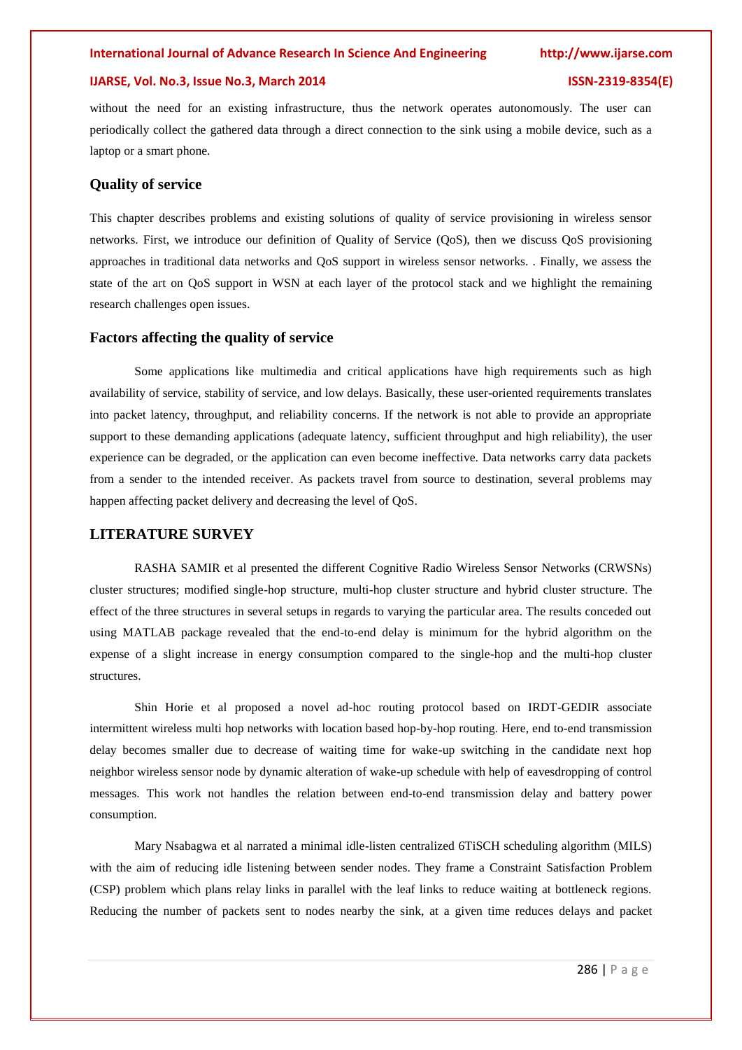without the need for an existing infrastructure, thus the network operates autonomously. The user can periodically collect the gathered data through a direct connection to the sink using a mobile device, such as a laptop or a smart phone.

## Quality of service

This chapter describes problems and existing solutions of quality of service provisioning in wireless sensor networks. First, we introduce our definition of Quality of Service (QoS), then we discuss QoS provisioning approaches in traditional data networks and QoS support in wireless sensor networks. . Finally, we assess the state of the art on QoS support in WSN at each layer of the protocol stack and we highlight the remaining research challenges open issues.

## Factors affecting the quality of service

Some applications like multimedia and critical applications have high requirements such as high availability of service, stability of service, and low delays. Basically, these user-oriented requirements translates into packet latency, throughput, and reliability concerns. If the network is not able to provide an appropriate support to these demanding applications (adequate latency, sufficient throughput and high reliability), the user experience can be degraded, or the application can even become ineffective. Data networks carry data packets from a sender to the intended receiver. As packets travel from source to destination, several problems may happen affecting packet delivery and decreasing the level of QoS.

## LITERATURE SURVEY

RASHA SAMIR et al presented the different Cognitive Radio Wireless Sensor Networks (CRWSNs) cluster structures; modified single-hop structure, multi-hop cluster structure and hybrid cluster structure. The effect of the three structures in several setups in regards to varying the particular area. The results conceded out using MATLAB package revealed that the end-to-end delay is minimum for the hybrid algorithm on the expense of a slight increase in energy consumption compared to the single-hop and the multi-hop cluster structures.

Shin Horie et al proposed a novel ad-hoc routing protocol based on IRDT-GEDIR associate intermittent wireless multi hop networks with location based hop-by-hop routing. Here, end to-end transmission delay becomes smaller due to decrease of waiting time for wake-up switching in the candidate next hop neighbor wireless sensor node by dynamic alteration of wake-up schedule with help of eavesdropping of control messages. This work not handles the relation between end-to-end transmission delay and battery power consumption.

Mary Nsabagwa et al narrated a minimal idle-listen centralized 6TiSCH scheduling algorithm (MILS) with the aim of reducing idle listening between sender nodes. They frame a Constraint Satisfaction Problem (CSP) problem which plans relay links in parallel with the leaf links to reduce waiting at bottleneck regions. Reducing the number of packets sent to nodes nearby the sink, at a given time reduces delays and packet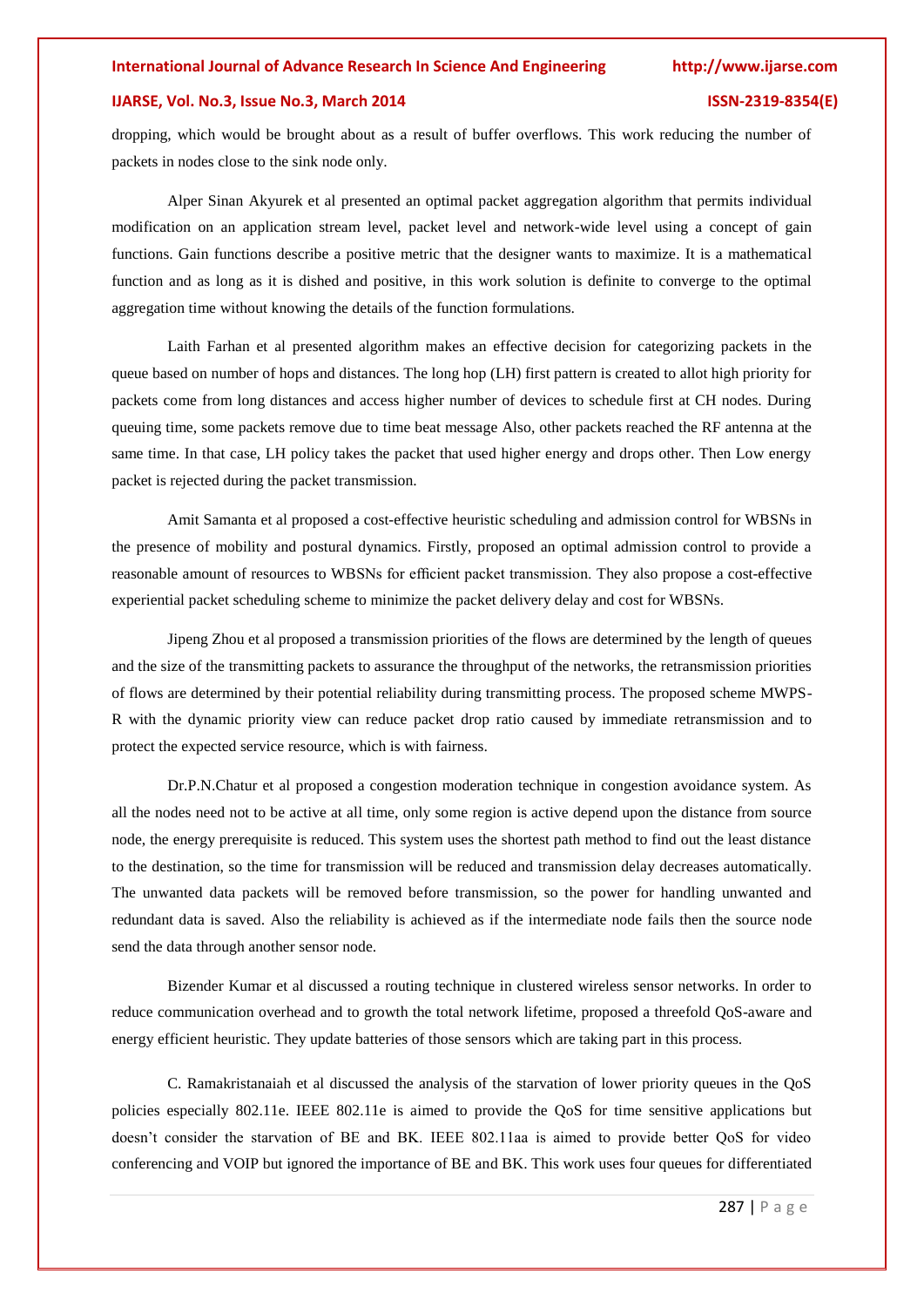dropping, which would be brought about as a result of buffer overflows. This work reducing the number of packets in nodes close to the sink node only.

Alper Sinan Akyurek et al presented an optimal packet aggregation algorithm that permits individual modification on an application stream level, packet level and network-wide level using a concept of gain functions. Gain functions describe a positive metric that the designer wants to maximize. It is a mathematical function and as long as it is dished and positive, in this work solution is definite to converge to the optimal aggregation time without knowing the details of the function formulations.

Laith Farhan et al presented algorithm makes an effective decision for categorizing packets in the queue based on number of hops and distances. The long hop (LH) first pattern is created to allot high priority for packets come from long distances and access higher number of devices to schedule first at CH nodes. During queuing time, some packets remove due to time beat message Also, other packets reached the RF antenna at the same time. In that case, LH policy takes the packet that used higher energy and drops other. Then Low energy packet is rejected during the packet transmission.

Amit Samanta et al proposed a cost-effective heuristic scheduling and admission control for WBSNs in the presence of mobility and postural dynamics. Firstly, proposed an optimal admission control to provide a reasonable amount of resources to WBSNs for efficient packet transmission. They also propose a cost-effective experiential packet scheduling scheme to minimize the packet delivery delay and cost for WBSNs.

Jipeng Zhou et al proposed a transmission priorities of the flows are determined by the length of queues and the size of the transmitting packets to assurance the throughput of the networks, the retransmission priorities of flows are determined by their potential reliability during transmitting process. The proposed scheme MWPS-R with the dynamic priority view can reduce packet drop ratio caused by immediate retransmission and to protect the expected service resource, which is with fairness.

Dr.P.N.Chatur et al proposed a congestion moderation technique in congestion avoidance system. As all the nodes need not to be active at all time, only some region is active depend upon the distance from source node, the energy prerequisite is reduced. This system uses the shortest path method to find out the least distance to the destination, so the time for transmission will be reduced and transmission delay decreases automatically. The unwanted data packets will be removed before transmission, so the power for handling unwanted and redundant data is saved. Also the reliability is achieved as if the intermediate node fails then the source node send the data through another sensor node.

Bizender Kumar et al discussed a routing technique in clustered wireless sensor networks. In order to reduce communication overhead and to growth the total network lifetime, proposed a threefold QoS-aware and energy efficient heuristic. They update batteries of those sensors which are taking part in this process.

C. Ramakristanaiah et al discussed the analysis of the starvation of lower priority queues in the QoS policies especially 802.11e. IEEE 802.11e is aimed to provide the QoS for time sensitive applications but doesn't consider the starvation of BE and BK. IEEE 802.11aa is aimed to provide better QoS for video conferencing and VOIP but ignored the importance of BE and BK. This work uses four queues for differentiated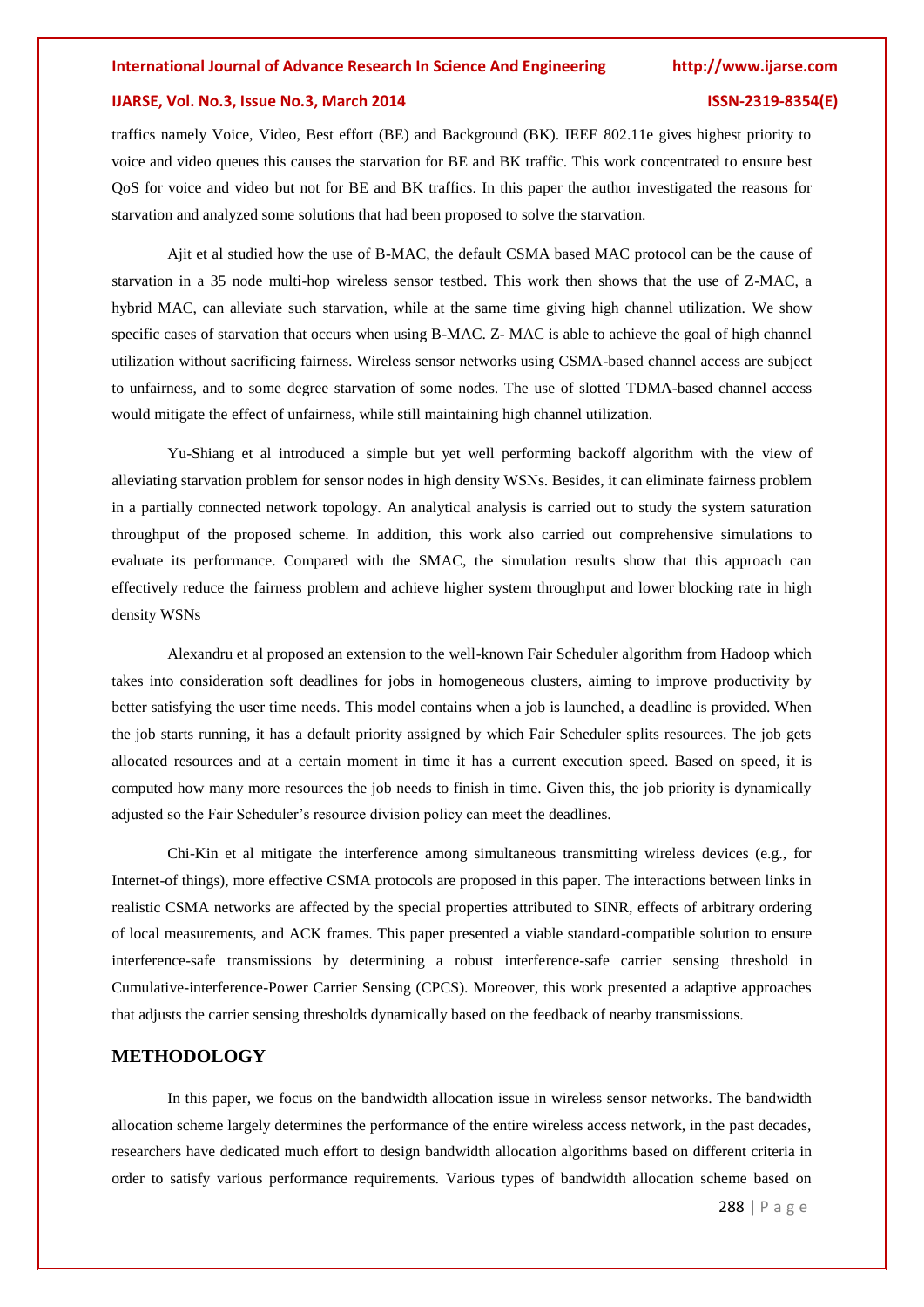traffics namely Voice, Video, Best effort (BE) and Background (BK). IEEE 802.11e gives highest priority to voice and video queues this causes the starvation for BE and BK traffic. This work concentrated to ensure best QoS for voice and video but not for BE and BK traffics. In this paper the author investigated the reasons for starvation and analyzed some solutions that had been proposed to solve the starvation.

Ajit et al studied how the use of B-MAC, the default CSMA based MAC protocol can be the cause of starvation in a 35 node multi-hop wireless sensor testbed. This work then shows that the use of Z-MAC, a hybrid MAC, can alleviate such starvation, while at the same time giving high channel utilization. We show specific cases of starvation that occurs when using B-MAC. Z- MAC is able to achieve the goal of high channel utilization without sacrificing fairness. Wireless sensor networks using CSMA-based channel access are subject to unfairness, and to some degree starvation of some nodes. The use of slotted TDMA-based channel access would mitigate the effect of unfairness, while still maintaining high channel utilization.

Yu-Shiang et al introduced a simple but yet well performing backoff algorithm with the view of alleviating starvation problem for sensor nodes in high density WSNs. Besides, it can eliminate fairness problem in a partially connected network topology. An analytical analysis is carried out to study the system saturation throughput of the proposed scheme. In addition, this work also carried out comprehensive simulations to evaluate its performance. Compared with the SMAC, the simulation results show that this approach can effectively reduce the fairness problem and achieve higher system throughput and lower blocking rate in high density WSNs

Alexandru et al proposed an extension to the well-known Fair Scheduler algorithm from Hadoop which takes into consideration soft deadlines for jobs in homogeneous clusters, aiming to improve productivity by better satisfying the user time needs. This model contains when a job is launched, a deadline is provided. When the job starts running, it has a default priority assigned by which Fair Scheduler splits resources. The job gets allocated resources and at a certain moment in time it has a current execution speed. Based on speed, it is computed how many more resources the job needs to finish in time. Given this, the job priority is dynamically adjusted so the Fair Scheduler's resource division policy can meet the deadlines.

Chi-Kin et al mitigate the interference among simultaneous transmitting wireless devices (e.g., for Internet-of things), more effective CSMA protocols are proposed in this paper. The interactions between links in realistic CSMA networks are affected by the special properties attributed to SINR, effects of arbitrary ordering of local measurements, and ACK frames. This paper presented a viable standard-compatible solution to ensure interference-safe transmissions by determining a robust interference-safe carrier sensing threshold in Cumulative-interference-Power Carrier Sensing (CPCS). Moreover, this work presented a adaptive approaches that adjusts the carrier sensing thresholds dynamically based on the feedback of nearby transmissions.

## METHODOLOGY

In this paper, we focus on the bandwidth allocation issue in wireless sensor networks. The bandwidth allocation scheme largely determines the performance of the entire wireless access network, in the past decades, researchers have dedicated much effort to design bandwidth allocation algorithms based on different criteria in order to satisfy various performance requirements. Various types of bandwidth allocation scheme based on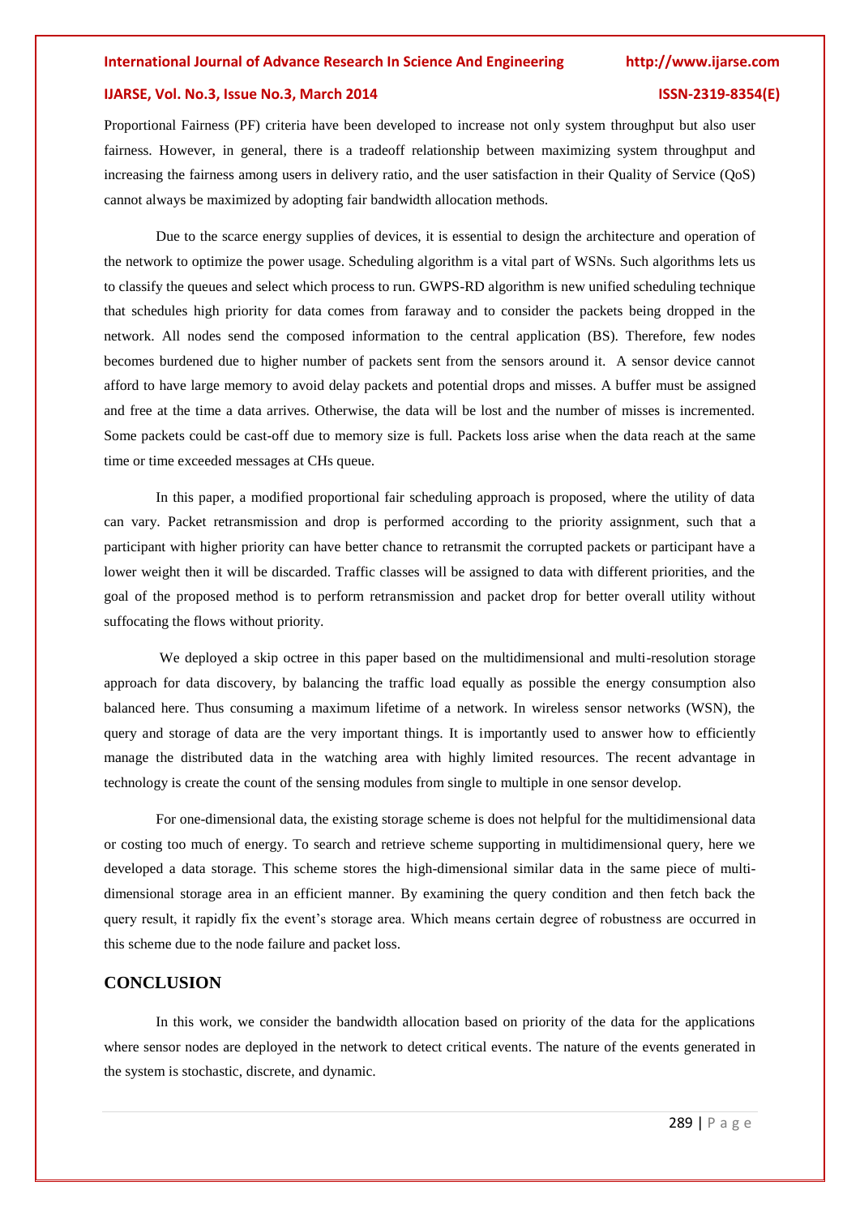Proportional Fairness (PF) criteria have been developed to increase not only system throughput but also user fairness. However, in general, there is a tradeoff relationship between maximizing system throughput and increasing the fairness among users in delivery ratio, and the user satisfaction in their Quality of Service (QoS) cannot always be maximized by adopting fair bandwidth allocation methods.

Due to the scarce energy supplies of devices, it is essential to design the architecture and operation of the network to optimize the power usage. Scheduling algorithm is a vital part of WSNs. Such algorithms lets us to classify the queues and select which process to run. GWPS-RD algorithm is new unified scheduling technique that schedules high priority for data comes from faraway and to consider the packets being dropped in the network. All nodes send the composed information to the central application (BS). Therefore, few nodes becomes burdened due to higher number of packets sent from the sensors around it. A sensor device cannot afford to have large memory to avoid delay packets and potential drops and misses. A buffer must be assigned and free at the time a data arrives. Otherwise, the data will be lost and the number of misses is incremented. Some packets could be cast-off due to memory size is full. Packets loss arise when the data reach at the same time or time exceeded messages at CHs queue.

In this paper, a modified proportional fair scheduling approach is proposed, where the utility of data can vary. Packet retransmission and drop is performed according to the priority assignment, such that a participant with higher priority can have better chance to retransmit the corrupted packets or participant have a lower weight then it will be discarded. Traffic classes will be assigned to data with different priorities, and the goal of the proposed method is to perform retransmission and packet drop for better overall utility without suffocating the flows without priority.

We deployed a skip octree in this paper based on the multidimensional and multi-resolution storage approach for data discovery, by balancing the traffic load equally as possible the energy consumption also balanced here. Thus consuming a maximum lifetime of a network. In wireless sensor networks (WSN), the query and storage of data are the very important things. It is importantly used to answer how to efficiently manage the distributed data in the watching area with highly limited resources. The recent advantage in technology is create the count of the sensing modules from single to multiple in one sensor develop.

For one-dimensional data, the existing storage scheme is does not helpful for the multidimensional data or costing too much of energy. To search and retrieve scheme supporting in multidimensional query, here we developed a data storage. This scheme stores the high-dimensional similar data in the same piece of multi-dimensional storage area in an efficient manner. By examining the query condition and then fetch back the query result, it rapidly fix the event's storage area. Which means certain degree of robustness are occurred in this scheme due to the node failure and packet loss.

## CONCLUSION

In this work, we consider the bandwidth allocation based on priority of the data for the applications where sensor nodes are deployed in the network to detect critical events. The nature of the events generated in the system is stochastic, discrete, and dynamic.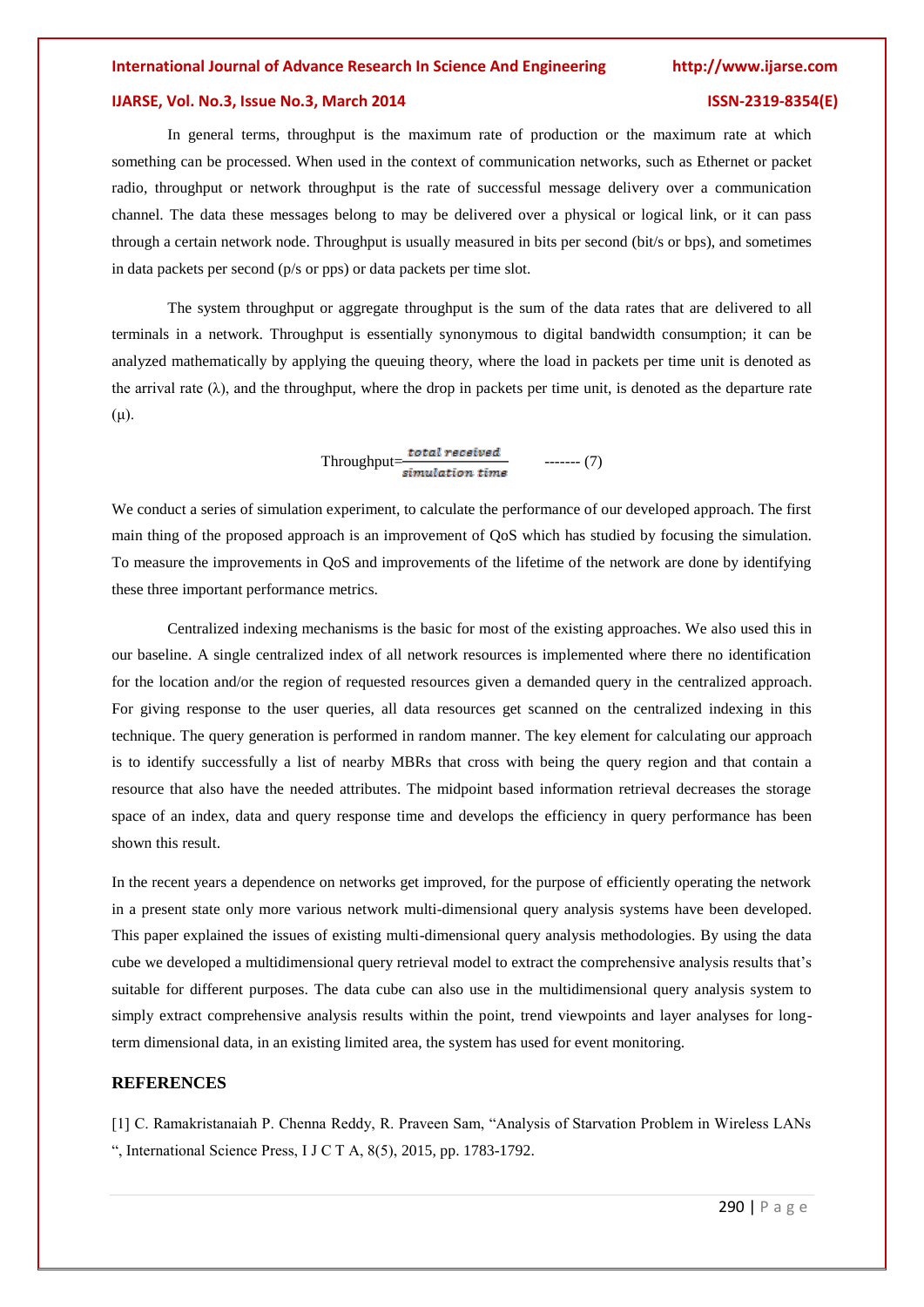In general terms, throughput is the maximum rate of production or the maximum rate at which something can be processed. When used in the context of communication networks, such as Ethernet or packet radio, throughput or network throughput is the rate of successful message delivery over a communication channel. The data these messages belong to may be delivered over a physical or logical link, or it can pass through a certain network node. Throughput is usually measured in bits per second (bit/s or bps), and sometimes in data packets per second (p/s or pps) or data packets per time slot.

The system throughput or aggregate throughput is the sum of the data rates that are delivered to all terminals in a network. Throughput is essentially synonymous to digital bandwidth consumption; it can be analyzed mathematically by applying the queuing theory, where the load in packets per time unit is denoted as the arrival rate ($\lambda$), and the throughput, where the drop in packets per time unit, is denoted as the departure rate ($\mu$).

$$\text{Throughput}=\frac{\textit{total received}}{\textit{simulation time}} \quad \text{------- (7)}$$

We conduct a series of simulation experiment, to calculate the performance of our developed approach. The first main thing of the proposed approach is an improvement of QoS which has studied by focusing the simulation. To measure the improvements in QoS and improvements of the lifetime of the network are done by identifying these three important performance metrics.

Centralized indexing mechanisms is the basic for most of the existing approaches. We also used this in our baseline. A single centralized index of all network resources is implemented where there no identification for the location and/or the region of requested resources given a demanded query in the centralized approach. For giving response to the user queries, all data resources get scanned on the centralized indexing in this technique. The query generation is performed in random manner. The key element for calculating our approach is to identify successfully a list of nearby MBRs that cross with being the query region and that contain a resource that also have the needed attributes. The midpoint based information retrieval decreases the storage space of an index, data and query response time and develops the efficiency in query performance has been shown this result.

In the recent years a dependence on networks get improved, for the purpose of efficiently operating the network in a present state only more various network multi-dimensional query analysis systems have been developed. This paper explained the issues of existing multi-dimensional query analysis methodologies. By using the data cube we developed a multidimensional query retrieval model to extract the comprehensive analysis results that's suitable for different purposes. The data cube can also use in the multidimensional query analysis system to simply extract comprehensive analysis results within the point, trend viewpoints and layer analyses for long-term dimensional data, in an existing limited area, the system has used for event monitoring.

## REFERENCES

[1] C. Ramakristanaiah P. Chenna Reddy, R. Praveen Sam, "Analysis of Starvation Problem in Wireless LANs ", International Science Press, I J C T A, 8(5), 2015, pp. 1783-1792.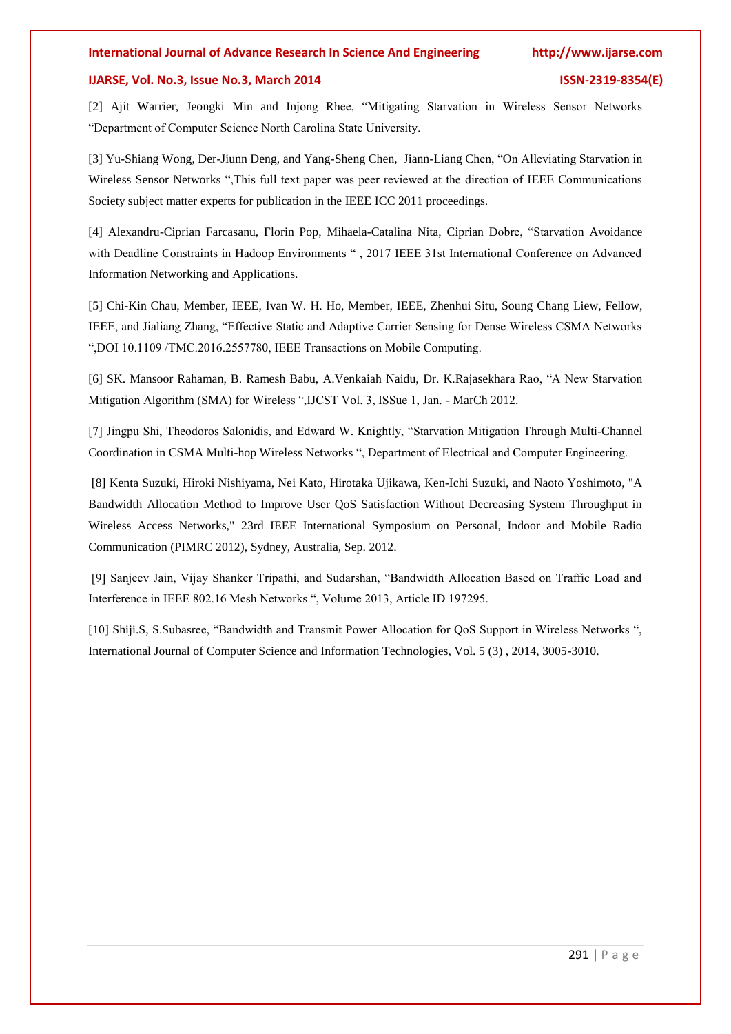[2] Ajit Warrier, Jeongki Min and Injong Rhee, "Mitigating Starvation in Wireless Sensor Networks "Department of Computer Science North Carolina State University.

[3] Yu-Shiang Wong, Der-Jiunn Deng, and Yang-Sheng Chen, Jiann-Liang Chen, "On Alleviating Starvation in Wireless Sensor Networks ",This full text paper was peer reviewed at the direction of IEEE Communications Society subject matter experts for publication in the IEEE ICC 2011 proceedings.

[4] Alexandru-Ciprian Farcasanu, Florin Pop, Mihaela-Catalina Nita, Ciprian Dobre, "Starvation Avoidance with Deadline Constraints in Hadoop Environments " , 2017 IEEE 31st International Conference on Advanced Information Networking and Applications.

[5] Chi-Kin Chau, Member, IEEE, Ivan W. H. Ho, Member, IEEE, Zhenhui Situ, Soung Chang Liew, Fellow, IEEE, and Jialiang Zhang, "Effective Static and Adaptive Carrier Sensing for Dense Wireless CSMA Networks ",DOI 10.1109 /TMC.2016.2557780, IEEE Transactions on Mobile Computing.

[6] SK. Mansoor Rahaman, B. Ramesh Babu, A.Venkaiah Naidu, Dr. K.Rajasekhara Rao, "A New Starvation Mitigation Algorithm (SMA) for Wireless ",IJCST Vol. 3, ISSue 1, Jan. - MarCh 2012.

[7] Jingpu Shi, Theodoros Salonidis, and Edward W. Knightly, "Starvation Mitigation Through Multi-Channel Coordination in CSMA Multi-hop Wireless Networks ", Department of Electrical and Computer Engineering.

[8] Kenta Suzuki, Hiroki Nishiyama, Nei Kato, Hirotaka Ujikawa, Ken-Ichi Suzuki, and Naoto Yoshimoto, "A Bandwidth Allocation Method to Improve User QoS Satisfaction Without Decreasing System Throughput in Wireless Access Networks," 23rd IEEE International Symposium on Personal, Indoor and Mobile Radio Communication (PIMRC 2012), Sydney, Australia, Sep. 2012.

[9] Sanjeev Jain, Vijay Shanker Tripathi, and Sudarshan, "Bandwidth Allocation Based on Traffic Load and Interference in IEEE 802.16 Mesh Networks ", Volume 2013, Article ID 197295.

[10] Shiji.S, S.Subasree, "Bandwidth and Transmit Power Allocation for QoS Support in Wireless Networks ", International Journal of Computer Science and Information Technologies, Vol. 5 (3) , 2014, 3005-3010.